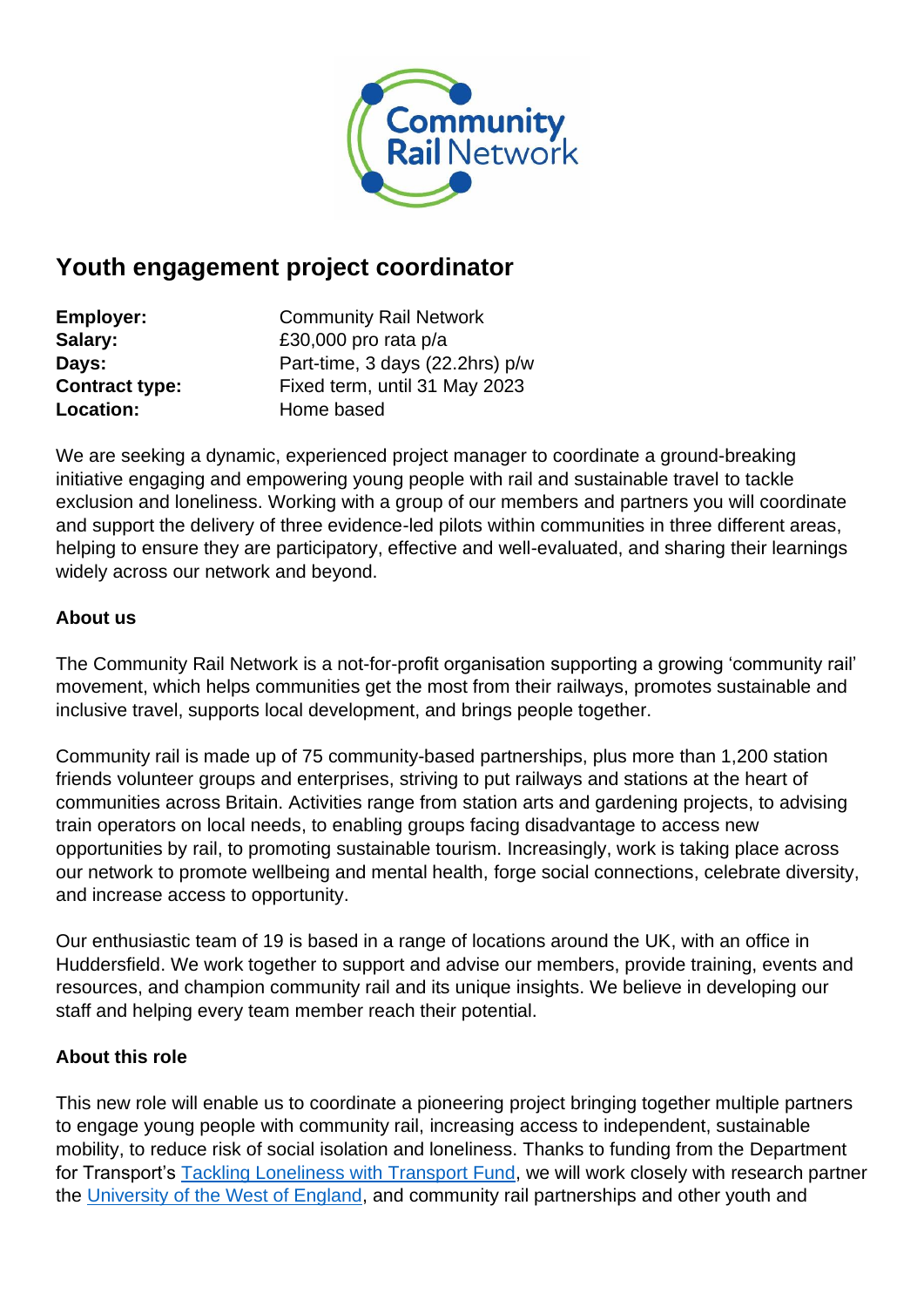# Youth engagement project coordinator

**Employer:** Community Rail Network
**Salary:** £30,000 pro rata p/a
**Days:** Part-time, 3 days (22.2hrs) p/w
**Contract type:** Fixed term, until 31 May 2023
**Location:** Home based

We are seeking a dynamic, experienced project manager to coordinate a ground-breaking initiative engaging and empowering young people with rail and sustainable travel to tackle exclusion and loneliness. Working with a group of our members and partners you will coordinate and support the delivery of three evidence-led pilots within communities in three different areas, helping to ensure they are participatory, effective and well-evaluated, and sharing their learnings widely across our network and beyond.

**About us**

The Community Rail Network is a not-for-profit organisation supporting a growing 'community rail' movement, which helps communities get the most from their railways, promotes sustainable and inclusive travel, supports local development, and brings people together.

Community rail is made up of 75 community-based partnerships, plus more than 1,200 station friends volunteer groups and enterprises, striving to put railways and stations at the heart of communities across Britain. Activities range from station arts and gardening projects, to advising train operators on local needs, to enabling groups facing disadvantage to access new opportunities by rail, to promoting sustainable tourism. Increasingly, work is taking place across our network to promote wellbeing and mental health, forge social connections, celebrate diversity, and increase access to opportunity.

Our enthusiastic team of 19 is based in a range of locations around the UK, with an office in Huddersfield. We work together to support and advise our members, provide training, events and resources, and champion community rail and its unique insights. We believe in developing our staff and helping every team member reach their potential.

**About this role**

This new role will enable us to coordinate a pioneering project bringing together multiple partners to engage young people with community rail, increasing access to independent, sustainable mobility, to reduce risk of social isolation and loneliness. Thanks to funding from the Department for Transport's [Tackling Loneliness with Transport Fund](), we will work closely with research partner the [University of the West of England](), and community rail partnerships and other youth and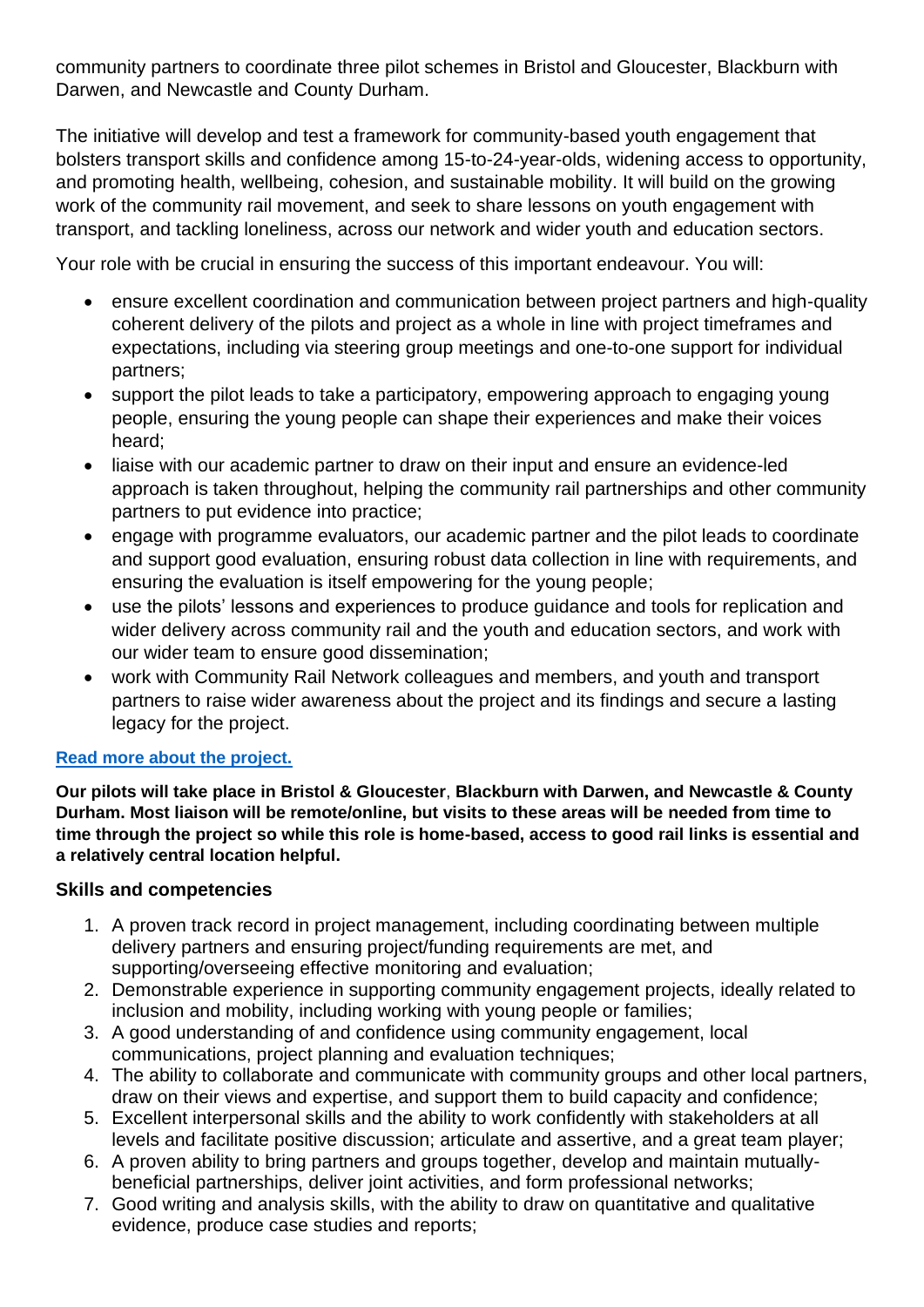community partners to coordinate three pilot schemes in Bristol and Gloucester, Blackburn with Darwen, and Newcastle and County Durham.

The initiative will develop and test a framework for community-based youth engagement that bolsters transport skills and confidence among 15-to-24-year-olds, widening access to opportunity, and promoting health, wellbeing, cohesion, and sustainable mobility. It will build on the growing work of the community rail movement, and seek to share lessons on youth engagement with transport, and tackling loneliness, across our network and wider youth and education sectors.

Your role with be crucial in ensuring the success of this important endeavour. You will:

- ensure excellent coordination and communication between project partners and high-quality coherent delivery of the pilots and project as a whole in line with project timeframes and expectations, including via steering group meetings and one-to-one support for individual partners;
- support the pilot leads to take a participatory, empowering approach to engaging young people, ensuring the young people can shape their experiences and make their voices heard;
- liaise with our academic partner to draw on their input and ensure an evidence-led approach is taken throughout, helping the community rail partnerships and other community partners to put evidence into practice;
- engage with programme evaluators, our academic partner and the pilot leads to coordinate and support good evaluation, ensuring robust data collection in line with requirements, and ensuring the evaluation is itself empowering for the young people;
- use the pilots' lessons and experiences to produce guidance and tools for replication and wider delivery across community rail and the youth and education sectors, and work with our wider team to ensure good dissemination;
- work with Community Rail Network colleagues and members, and youth and transport partners to raise wider awareness about the project and its findings and secure a lasting legacy for the project.

**Read more about the project.**

**Our pilots will take place in Bristol & Gloucester, Blackburn with Darwen, and Newcastle & County Durham. Most liaison will be remote/online, but visits to these areas will be needed from time to time through the project so while this role is home-based, access to good rail links is essential and a relatively central location helpful.**

### Skills and competencies

1. A proven track record in project management, including coordinating between multiple delivery partners and ensuring project/funding requirements are met, and supporting/overseeing effective monitoring and evaluation;
2. Demonstrable experience in supporting community engagement projects, ideally related to inclusion and mobility, including working with young people or families;
3. A good understanding of and confidence using community engagement, local communications, project planning and evaluation techniques;
4. The ability to collaborate and communicate with community groups and other local partners, draw on their views and expertise, and support them to build capacity and confidence;
5. Excellent interpersonal skills and the ability to work confidently with stakeholders at all levels and facilitate positive discussion; articulate and assertive, and a great team player;
6. A proven ability to bring partners and groups together, develop and maintain mutually-beneficial partnerships, deliver joint activities, and form professional networks;
7. Good writing and analysis skills, with the ability to draw on quantitative and qualitative evidence, produce case studies and reports;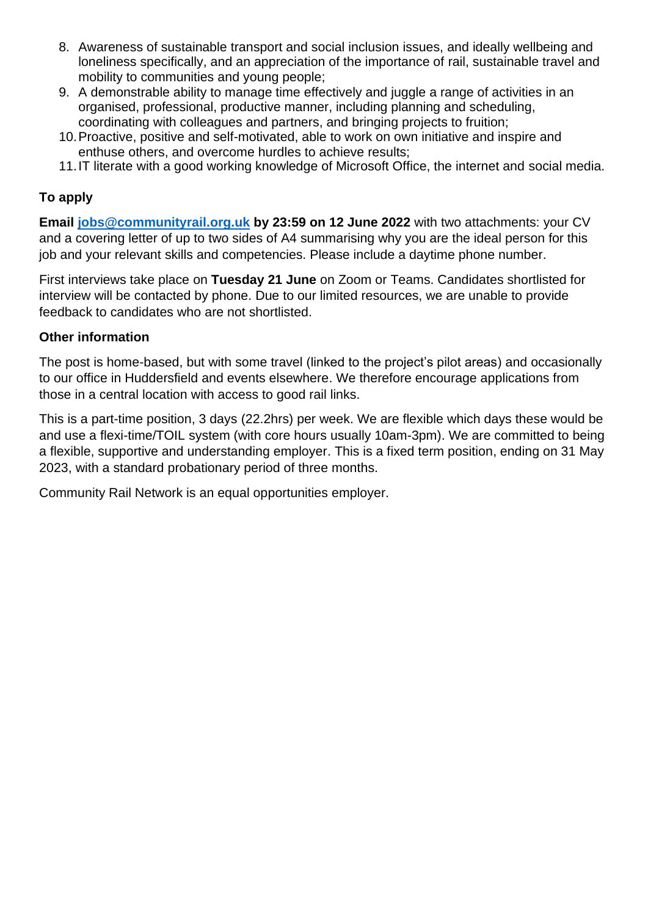8. Awareness of sustainable transport and social inclusion issues, and ideally wellbeing and loneliness specifically, and an appreciation of the importance of rail, sustainable travel and mobility to communities and young people;
9. A demonstrable ability to manage time effectively and juggle a range of activities in an organised, professional, productive manner, including planning and scheduling, coordinating with colleagues and partners, and bringing projects to fruition;
10. Proactive, positive and self-motivated, able to work on own initiative and inspire and enthuse others, and overcome hurdles to achieve results;
11. IT literate with a good working knowledge of Microsoft Office, the internet and social media.

**To apply**

**Email [jobs@communityrail.org.uk](mailto:jobs@communityrail.org.uk) by 23:59 on 12 June 2022** with two attachments: your CV and a covering letter of up to two sides of A4 summarising why you are the ideal person for this job and your relevant skills and competencies. Please include a daytime phone number.

First interviews take place on **Tuesday 21 June** on Zoom or Teams. Candidates shortlisted for interview will be contacted by phone. Due to our limited resources, we are unable to provide feedback to candidates who are not shortlisted.

**Other information**

The post is home-based, but with some travel (linked to the project's pilot areas) and occasionally to our office in Huddersfield and events elsewhere. We therefore encourage applications from those in a central location with access to good rail links.

This is a part-time position, 3 days (22.2hrs) per week. We are flexible which days these would be and use a flexi-time/TOIL system (with core hours usually 10am-3pm). We are committed to being a flexible, supportive and understanding employer. This is a fixed term position, ending on 31 May 2023, with a standard probationary period of three months.

Community Rail Network is an equal opportunities employer.